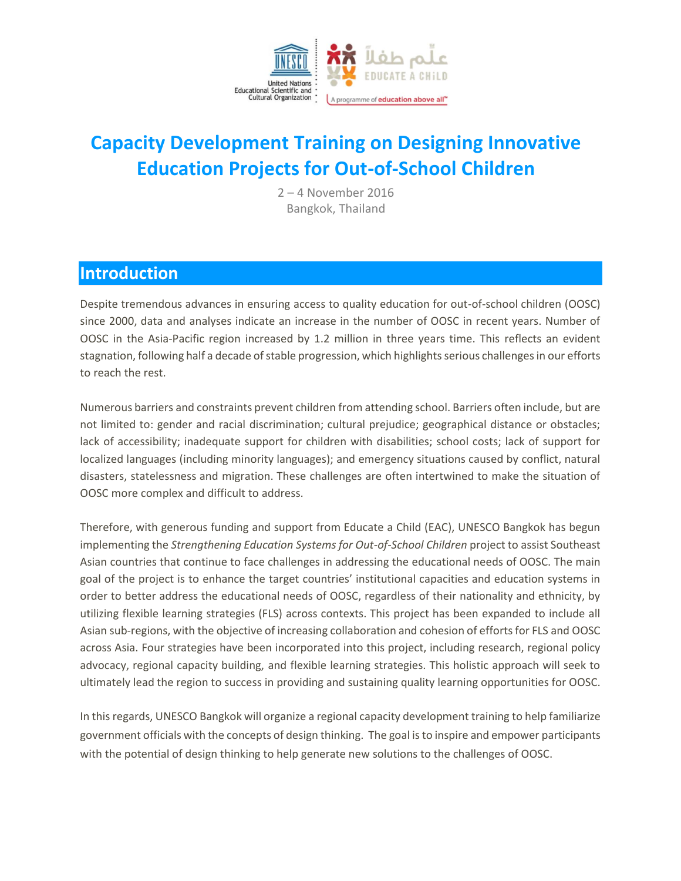# Capacity Development Training on Designing Innovative Education Projects for Out-of-School Children

2 – 4 November 2016
Bangkok, Thailand

## Introduction

Despite tremendous advances in ensuring access to quality education for out-of-school children (OOSC) since 2000, data and analyses indicate an increase in the number of OOSC in recent years. Number of OOSC in the Asia-Pacific region increased by 1.2 million in three years time. This reflects an evident stagnation, following half a decade of stable progression, which highlights serious challenges in our efforts to reach the rest.

Numerous barriers and constraints prevent children from attending school. Barriers often include, but are not limited to: gender and racial discrimination; cultural prejudice; geographical distance or obstacles; lack of accessibility; inadequate support for children with disabilities; school costs; lack of support for localized languages (including minority languages); and emergency situations caused by conflict, natural disasters, statelessness and migration. These challenges are often intertwined to make the situation of OOSC more complex and difficult to address.

Therefore, with generous funding and support from Educate a Child (EAC), UNESCO Bangkok has begun implementing the *Strengthening Education Systems for Out-of-School Children* project to assist Southeast Asian countries that continue to face challenges in addressing the educational needs of OOSC. The main goal of the project is to enhance the target countries' institutional capacities and education systems in order to better address the educational needs of OOSC, regardless of their nationality and ethnicity, by utilizing flexible learning strategies (FLS) across contexts. This project has been expanded to include all Asian sub-regions, with the objective of increasing collaboration and cohesion of efforts for FLS and OOSC across Asia. Four strategies have been incorporated into this project, including research, regional policy advocacy, regional capacity building, and flexible learning strategies. This holistic approach will seek to ultimately lead the region to success in providing and sustaining quality learning opportunities for OOSC.

In this regards, UNESCO Bangkok will organize a regional capacity development training to help familiarize government officials with the concepts of design thinking. The goal is to inspire and empower participants with the potential of design thinking to help generate new solutions to the challenges of OOSC.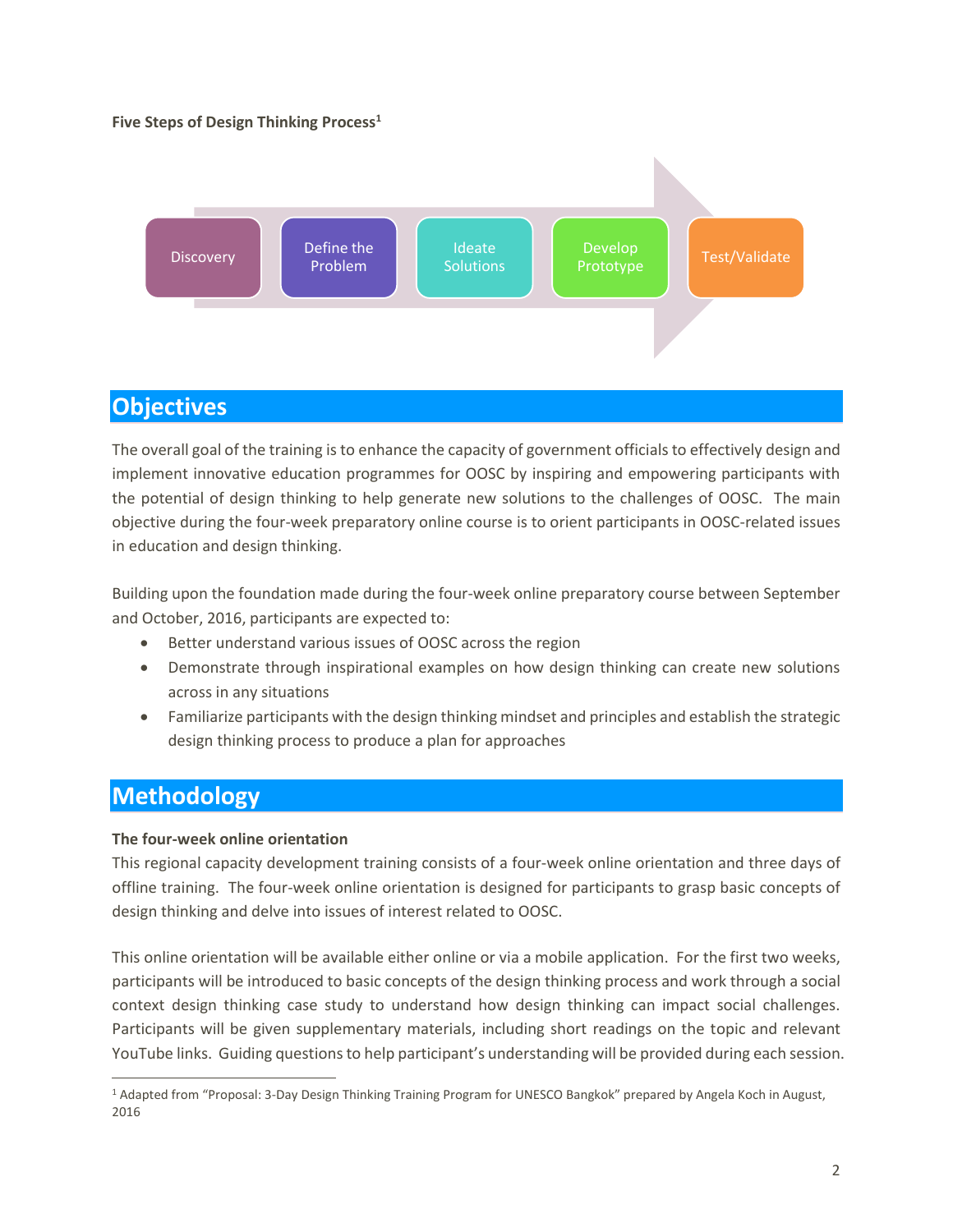**Five Steps of Design Thinking Process**[1]

Discovery → Define the Problem → Ideate Solutions → Develop Prototype → Test/Validate

# Objectives

The overall goal of the training is to enhance the capacity of government officials to effectively design and implement innovative education programmes for OOSC by inspiring and empowering participants with the potential of design thinking to help generate new solutions to the challenges of OOSC. The main objective during the four-week preparatory online course is to orient participants in OOSC-related issues in education and design thinking.

Building upon the foundation made during the four-week online preparatory course between September and October, 2016, participants are expected to:

- Better understand various issues of OOSC across the region
- Demonstrate through inspirational examples on how design thinking can create new solutions across in any situations
- Familiarize participants with the design thinking mindset and principles and establish the strategic design thinking process to produce a plan for approaches

# Methodology

**The four-week online orientation**

This regional capacity development training consists of a four-week online orientation and three days of offline training. The four-week online orientation is designed for participants to grasp basic concepts of design thinking and delve into issues of interest related to OOSC.

This online orientation will be available either online or via a mobile application. For the first two weeks, participants will be introduced to basic concepts of the design thinking process and work through a social context design thinking case study to understand how design thinking can impact social challenges. Participants will be given supplementary materials, including short readings on the topic and relevant YouTube links. Guiding questions to help participant's understanding will be provided during each session.

[1] Adapted from "Proposal: 3-Day Design Thinking Training Program for UNESCO Bangkok" prepared by Angela Koch in August, 2016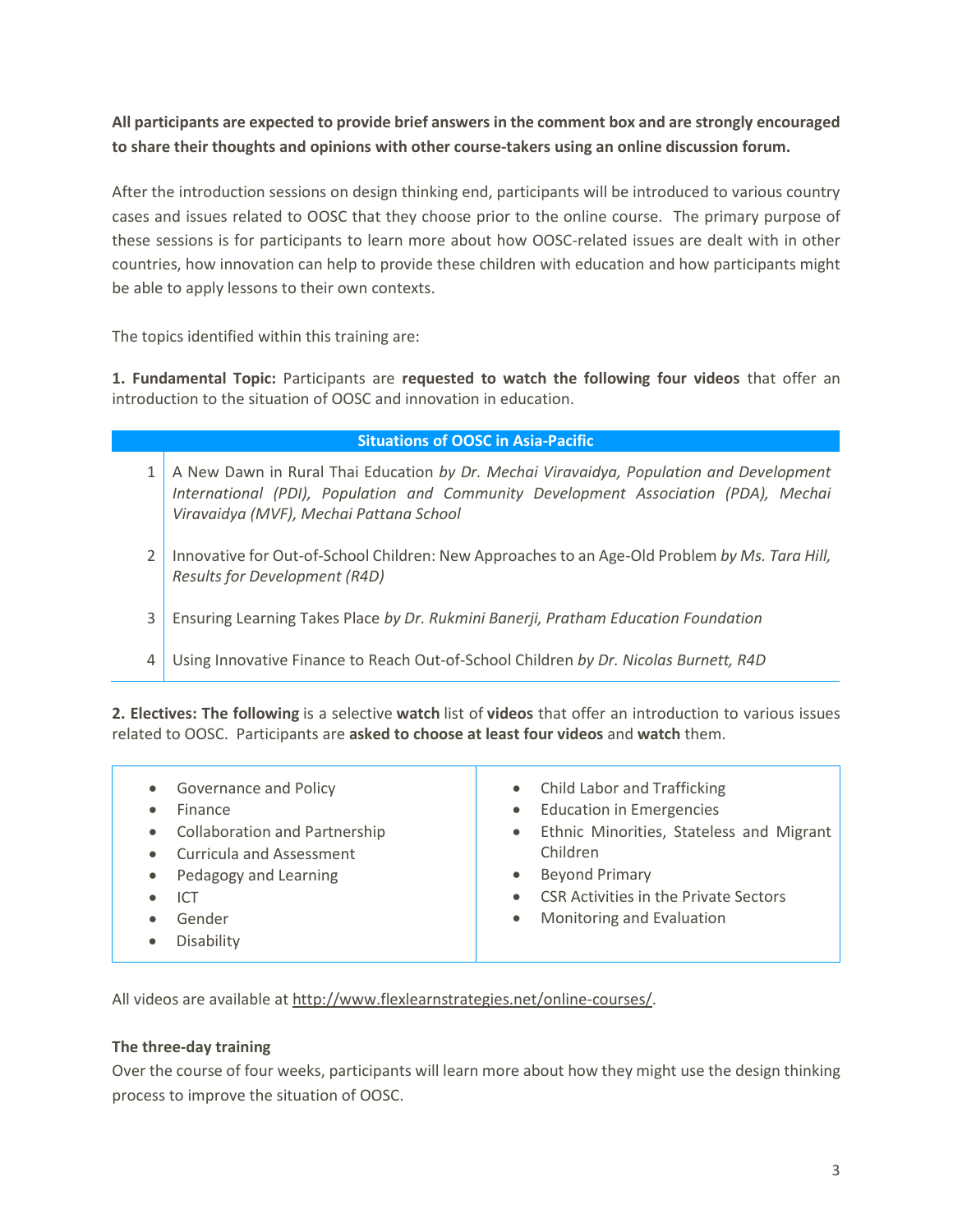**All participants are expected to provide brief answers in the comment box and are strongly encouraged to share their thoughts and opinions with other course-takers using an online discussion forum.**

After the introduction sessions on design thinking end, participants will be introduced to various country cases and issues related to OOSC that they choose prior to the online course. The primary purpose of these sessions is for participants to learn more about how OOSC-related issues are dealt with in other countries, how innovation can help to provide these children with education and how participants might be able to apply lessons to their own contexts.

The topics identified within this training are:

**1. Fundamental Topic:** Participants are **requested to watch the following four videos** that offer an introduction to the situation of OOSC and innovation in education.

| | **Situations of OOSC in Asia-Pacific** |
|---|---|
| 1 | A New Dawn in Rural Thai Education *by Dr. Mechai Viravaidya, Population and Development International (PDI), Population and Community Development Association (PDA), Mechai Viravaidya (MVF), Mechai Pattana School* |
| 2 | Innovative for Out-of-School Children: New Approaches to an Age-Old Problem *by Ms. Tara Hill, Results for Development (R4D)* |
| 3 | Ensuring Learning Takes Place *by Dr. Rukmini Banerji, Pratham Education Foundation* |
| 4 | Using Innovative Finance to Reach Out-of-School Children *by Dr. Nicolas Burnett, R4D* |

**2. Electives: The following** is a selective **watch** list of **videos** that offer an introduction to various issues related to OOSC. Participants are **asked to choose at least four videos** and **watch** them.

- Governance and Policy
- Finance
- Collaboration and Partnership
- Curricula and Assessment
- Pedagogy and Learning
- ICT
- Gender
- Disability
- Child Labor and Trafficking
- Education in Emergencies
- Ethnic Minorities, Stateless and Migrant Children
- Beyond Primary
- CSR Activities in the Private Sectors
- Monitoring and Evaluation

All videos are available at http://www.flexlearnstrategies.net/online-courses/.

**The three-day training**

Over the course of four weeks, participants will learn more about how they might use the design thinking process to improve the situation of OOSC.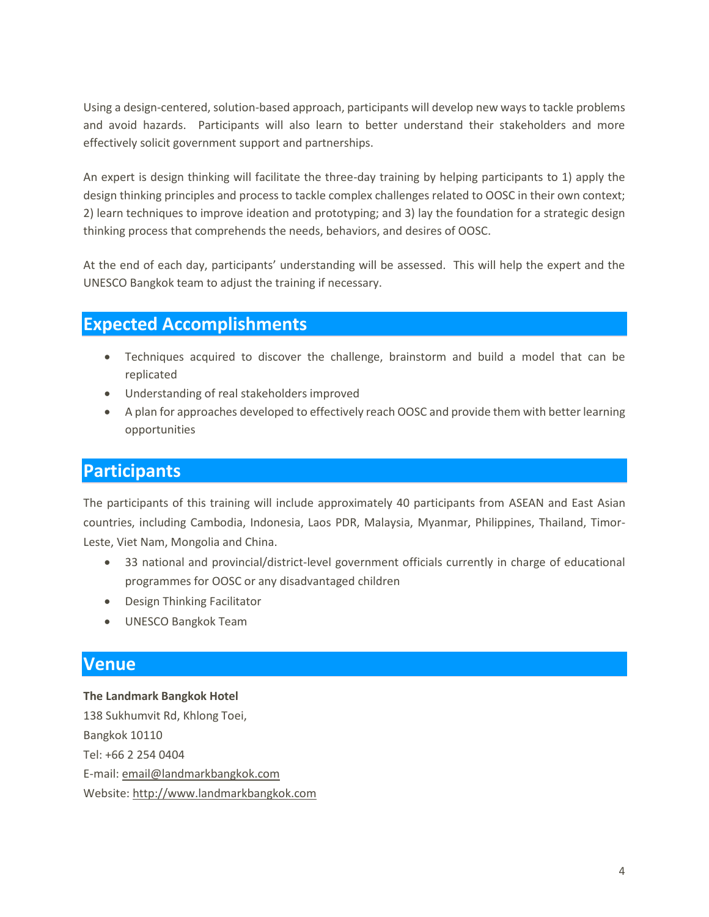Using a design-centered, solution-based approach, participants will develop new ways to tackle problems and avoid hazards. Participants will also learn to better understand their stakeholders and more effectively solicit government support and partnerships.

An expert is design thinking will facilitate the three-day training by helping participants to 1) apply the design thinking principles and process to tackle complex challenges related to OOSC in their own context; 2) learn techniques to improve ideation and prototyping; and 3) lay the foundation for a strategic design thinking process that comprehends the needs, behaviors, and desires of OOSC.

At the end of each day, participants' understanding will be assessed. This will help the expert and the UNESCO Bangkok team to adjust the training if necessary.

## Expected Accomplishments

- Techniques acquired to discover the challenge, brainstorm and build a model that can be replicated
- Understanding of real stakeholders improved
- A plan for approaches developed to effectively reach OOSC and provide them with better learning opportunities

## Participants

The participants of this training will include approximately 40 participants from ASEAN and East Asian countries, including Cambodia, Indonesia, Laos PDR, Malaysia, Myanmar, Philippines, Thailand, Timor-Leste, Viet Nam, Mongolia and China.

- 33 national and provincial/district-level government officials currently in charge of educational programmes for OOSC or any disadvantaged children
- Design Thinking Facilitator
- UNESCO Bangkok Team

## Venue

**The Landmark Bangkok Hotel**
138 Sukhumvit Rd, Khlong Toei,
Bangkok 10110
Tel: +66 2 254 0404
E-mail: email@landmarkbangkok.com
Website: http://www.landmarkbangkok.com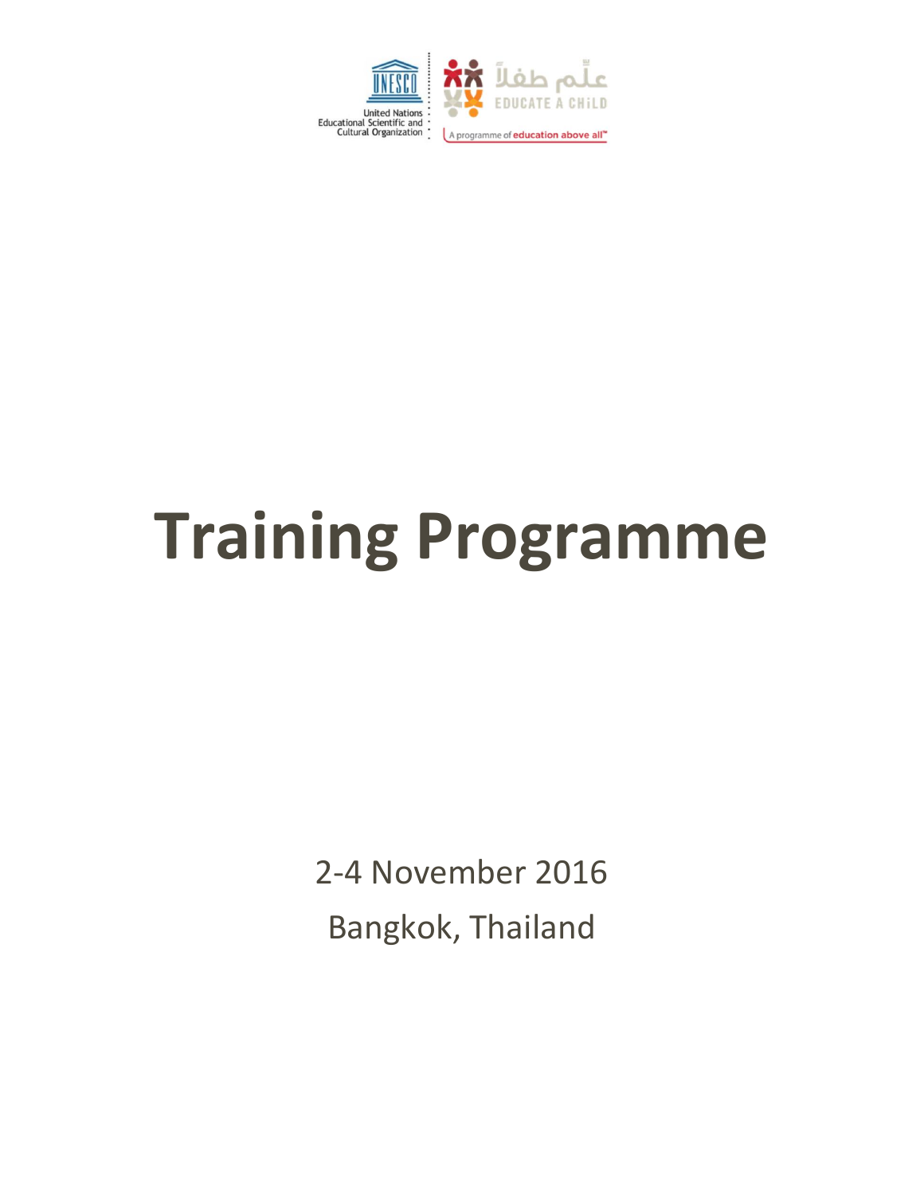United Nations Educational Scientific and Cultural Organization

علّم طفلاً
EDUCATE A CHILD
A programme of education above all™

# Training Programme

2-4 November 2016

Bangkok, Thailand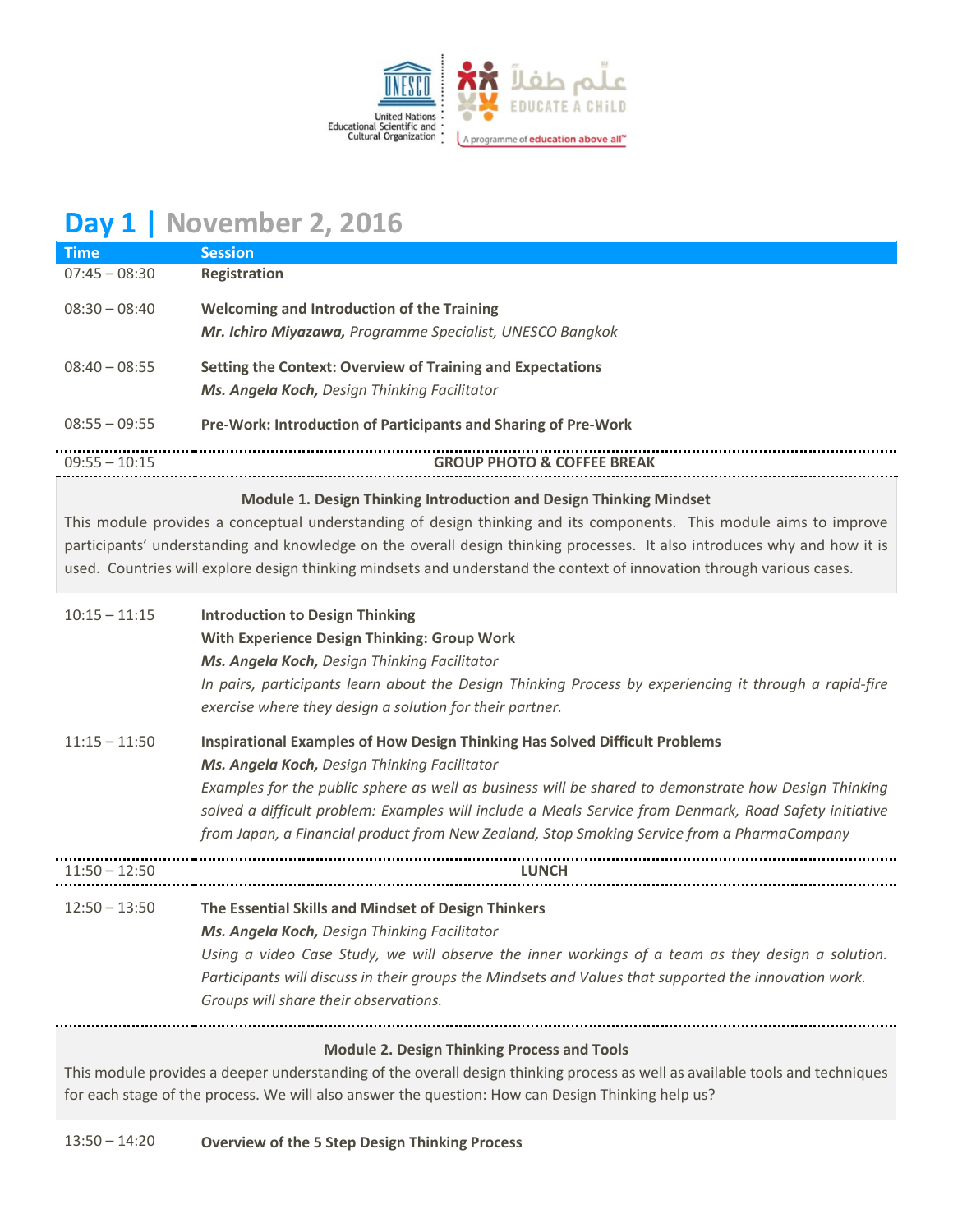# Day 1 | November 2, 2016

| Time | Session |
|---|---|
| 07:45 – 08:30 | **Registration** |
| 08:30 – 08:40 | **Welcoming and Introduction of the Training**<br>***Mr. Ichiro Miyazawa,*** *Programme Specialist, UNESCO Bangkok* |
| 08:40 – 08:55 | **Setting the Context: Overview of Training and Expectations**<br>***Ms. Angela Koch,*** *Design Thinking Facilitator* |
| 08:55 – 09:55 | **Pre-Work: Introduction of Participants and Sharing of Pre-Work** |
| 09:55 – 10:15 | **GROUP PHOTO & COFFEE BREAK** |

**Module 1. Design Thinking Introduction and Design Thinking Mindset**

This module provides a conceptual understanding of design thinking and its components. This module aims to improve participants' understanding and knowledge on the overall design thinking processes. It also introduces why and how it is used. Countries will explore design thinking mindsets and understand the context of innovation through various cases.

| Time | Session |
|---|---|
| 10:15 – 11:15 | **Introduction to Design Thinking**<br>**With Experience Design Thinking: Group Work**<br>***Ms. Angela Koch,*** *Design Thinking Facilitator*<br>*In pairs, participants learn about the Design Thinking Process by experiencing it through a rapid-fire exercise where they design a solution for their partner.* |
| 11:15 – 11:50 | **Inspirational Examples of How Design Thinking Has Solved Difficult Problems**<br>***Ms. Angela Koch,*** *Design Thinking Facilitator*<br>*Examples for the public sphere as well as business will be shared to demonstrate how Design Thinking solved a difficult problem: Examples will include a Meals Service from Denmark, Road Safety initiative from Japan, a Financial product from New Zealand, Stop Smoking Service from a PharmaCompany* |
| 11:50 – 12:50 | **LUNCH** |
| 12:50 – 13:50 | **The Essential Skills and Mindset of Design Thinkers**<br>***Ms. Angela Koch,*** *Design Thinking Facilitator*<br>*Using a video Case Study, we will observe the inner workings of a team as they design a solution. Participants will discuss in their groups the Mindsets and Values that supported the innovation work. Groups will share their observations.* |

**Module 2. Design Thinking Process and Tools**

This module provides a deeper understanding of the overall design thinking process as well as available tools and techniques for each stage of the process. We will also answer the question: How can Design Thinking help us?

| Time | Session |
|---|---|
| 13:50 – 14:20 | **Overview of the 5 Step Design Thinking Process** |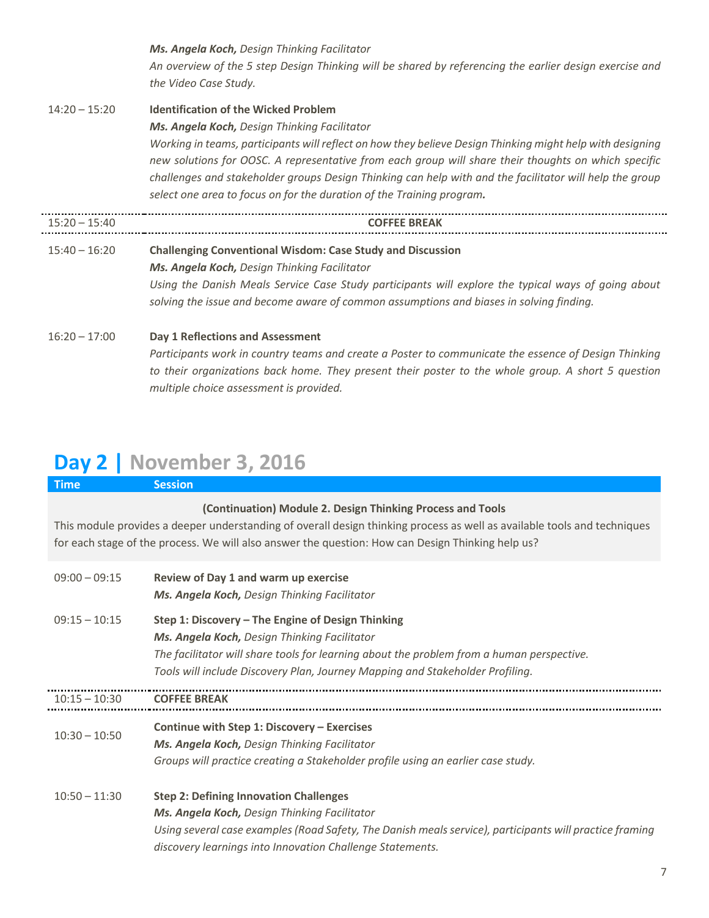| | |
|---|---|
| | ***Ms. Angela Koch,*** *Design Thinking Facilitator*<br>*An overview of the 5 step Design Thinking will be shared by referencing the earlier design exercise and the Video Case Study.* |
| 14:20 – 15:20 | **Identification of the Wicked Problem**<br>***Ms. Angela Koch,*** *Design Thinking Facilitator*<br>*Working in teams, participants will reflect on how they believe Design Thinking might help with designing new solutions for OOSC. A representative from each group will share their thoughts on which specific challenges and stakeholder groups Design Thinking can help with and the facilitator will help the group select one area to focus on for the duration of the Training program.* |
| 15:20 – 15:40 | **COFFEE BREAK** |
| 15:40 – 16:20 | **Challenging Conventional Wisdom: Case Study and Discussion**<br>***Ms. Angela Koch,*** *Design Thinking Facilitator*<br>*Using the Danish Meals Service Case Study participants will explore the typical ways of going about solving the issue and become aware of common assumptions and biases in solving finding.* |
| 16:20 – 17:00 | **Day 1 Reflections and Assessment**<br>*Participants work in country teams and create a Poster to communicate the essence of Design Thinking to their organizations back home. They present their poster to the whole group. A short 5 question multiple choice assessment is provided.* |

# Day 2 | November 3, 2016

| Time | Session |
|---|---|
| | **(Continuation) Module 2. Design Thinking Process and Tools**<br>This module provides a deeper understanding of overall design thinking process as well as available tools and techniques for each stage of the process. We will also answer the question: How can Design Thinking help us? |
| 09:00 – 09:15 | **Review of Day 1 and warm up exercise**<br>***Ms. Angela Koch,*** *Design Thinking Facilitator* |
| 09:15 – 10:15 | **Step 1: Discovery – The Engine of Design Thinking**<br>***Ms. Angela Koch,*** *Design Thinking Facilitator*<br>*The facilitator will share tools for learning about the problem from a human perspective. Tools will include Discovery Plan, Journey Mapping and Stakeholder Profiling.* |
| 10:15 – 10:30 | **COFFEE BREAK** |
| 10:30 – 10:50 | **Continue with Step 1: Discovery – Exercises**<br>***Ms. Angela Koch,*** *Design Thinking Facilitator*<br>*Groups will practice creating a Stakeholder profile using an earlier case study.* |
| 10:50 – 11:30 | **Step 2: Defining Innovation Challenges**<br>***Ms. Angela Koch,*** *Design Thinking Facilitator*<br>*Using several case examples (Road Safety, The Danish meals service), participants will practice framing discovery learnings into Innovation Challenge Statements.* |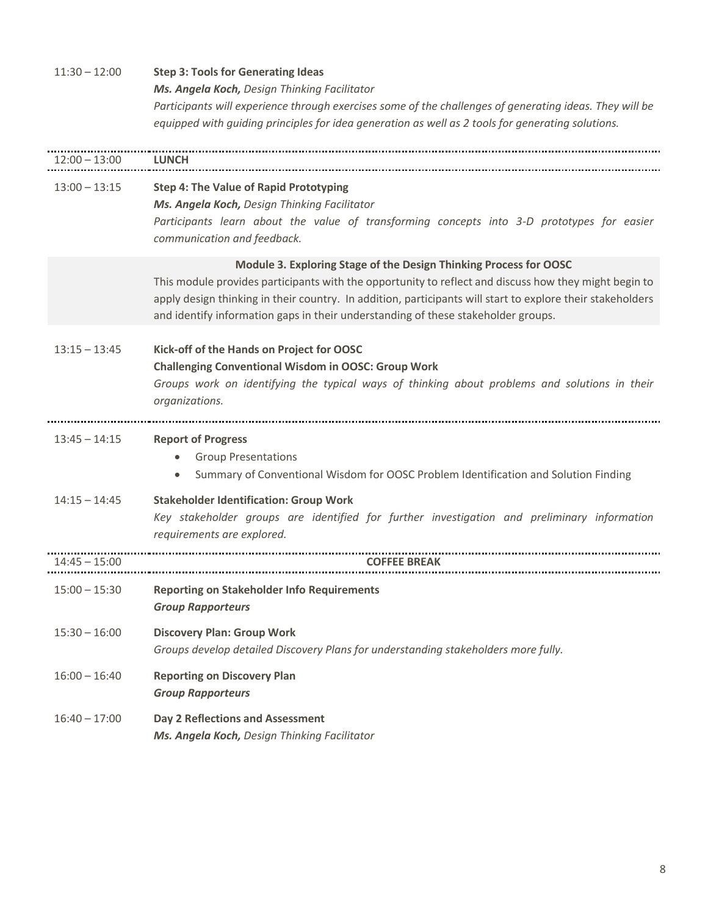**11:30 – 12:00** **Step 3: Tools for Generating Ideas**
***Ms. Angela Koch,*** *Design Thinking Facilitator*
*Participants will experience through exercises some of the challenges of generating ideas. They will be equipped with guiding principles for idea generation as well as 2 tools for generating solutions.*

**12:00 – 13:00** **LUNCH**

**13:00 – 13:15** **Step 4: The Value of Rapid Prototyping**
***Ms. Angela Koch,*** *Design Thinking Facilitator*
*Participants learn about the value of transforming concepts into 3-D prototypes for easier communication and feedback.*

**Module 3. Exploring Stage of the Design Thinking Process for OOSC**

This module provides participants with the opportunity to reflect and discuss how they might begin to apply design thinking in their country. In addition, participants will start to explore their stakeholders and identify information gaps in their understanding of these stakeholder groups.

**13:15 – 13:45** **Kick-off of the Hands on Project for OOSC**
**Challenging Conventional Wisdom in OOSC: Group Work**
*Groups work on identifying the typical ways of thinking about problems and solutions in their organizations.*

**13:45 – 14:15** **Report of Progress**

- Group Presentations
- Summary of Conventional Wisdom for OOSC Problem Identification and Solution Finding

**14:15 – 14:45** **Stakeholder Identification: Group Work**
*Key stakeholder groups are identified for further investigation and preliminary information requirements are explored.*

**14:45 – 15:00** **COFFEE BREAK**

**15:00 – 15:30** **Reporting on Stakeholder Info Requirements**
***Group Rapporteurs***

**15:30 – 16:00** **Discovery Plan: Group Work**
*Groups develop detailed Discovery Plans for understanding stakeholders more fully.*

**16:00 – 16:40** **Reporting on Discovery Plan**
***Group Rapporteurs***

**16:40 – 17:00** **Day 2 Reflections and Assessment**
***Ms. Angela Koch,*** *Design Thinking Facilitator*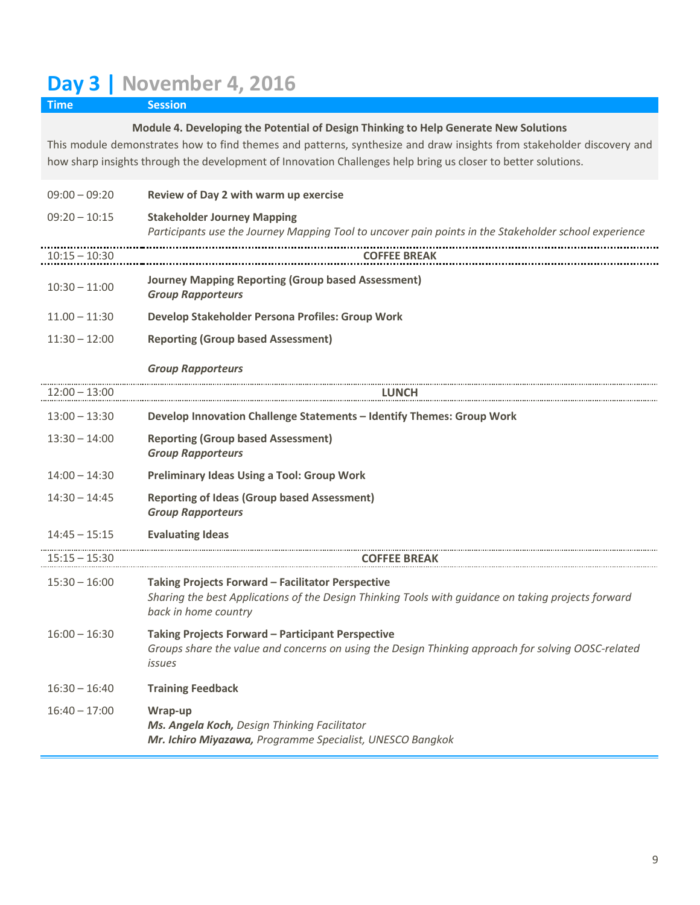# Day 3 | November 4, 2016

| Time | Session |
|---|---|
| | **Module 4. Developing the Potential of Design Thinking to Help Generate New Solutions**<br>This module demonstrates how to find themes and patterns, synthesize and draw insights from stakeholder discovery and how sharp insights through the development of Innovation Challenges help bring us closer to better solutions. |
| 09:00 – 09:20 | **Review of Day 2 with warm up exercise** |
| 09:20 – 10:15 | **Stakeholder Journey Mapping**<br>*Participants use the Journey Mapping Tool to uncover pain points in the Stakeholder school experience* |
| 10:15 – 10:30 | **COFFEE BREAK** |
| 10:30 – 11:00 | **Journey Mapping Reporting (Group based Assessment)**<br>***Group Rapporteurs*** |
| 11.00 – 11:30 | **Develop Stakeholder Persona Profiles: Group Work** |
| 11:30 – 12:00 | **Reporting (Group based Assessment)**<br>***Group Rapporteurs*** |
| 12:00 – 13:00 | **LUNCH** |
| 13:00 – 13:30 | **Develop Innovation Challenge Statements – Identify Themes: Group Work** |
| 13:30 – 14:00 | **Reporting (Group based Assessment)**<br>***Group Rapporteurs*** |
| 14:00 – 14:30 | **Preliminary Ideas Using a Tool: Group Work** |
| 14:30 – 14:45 | **Reporting of Ideas (Group based Assessment)**<br>***Group Rapporteurs*** |
| 14:45 – 15:15 | **Evaluating Ideas** |
| 15:15 – 15:30 | **COFFEE BREAK** |
| 15:30 – 16:00 | **Taking Projects Forward – Facilitator Perspective**<br>*Sharing the best Applications of the Design Thinking Tools with guidance on taking projects forward back in home country* |
| 16:00 – 16:30 | **Taking Projects Forward – Participant Perspective**<br>*Groups share the value and concerns on using the Design Thinking approach for solving OOSC-related issues* |
| 16:30 – 16:40 | **Training Feedback** |
| 16:40 – 17:00 | **Wrap-up**<br>***Ms. Angela Koch,*** *Design Thinking Facilitator*<br>***Mr. Ichiro Miyazawa,*** *Programme Specialist, UNESCO Bangkok* |